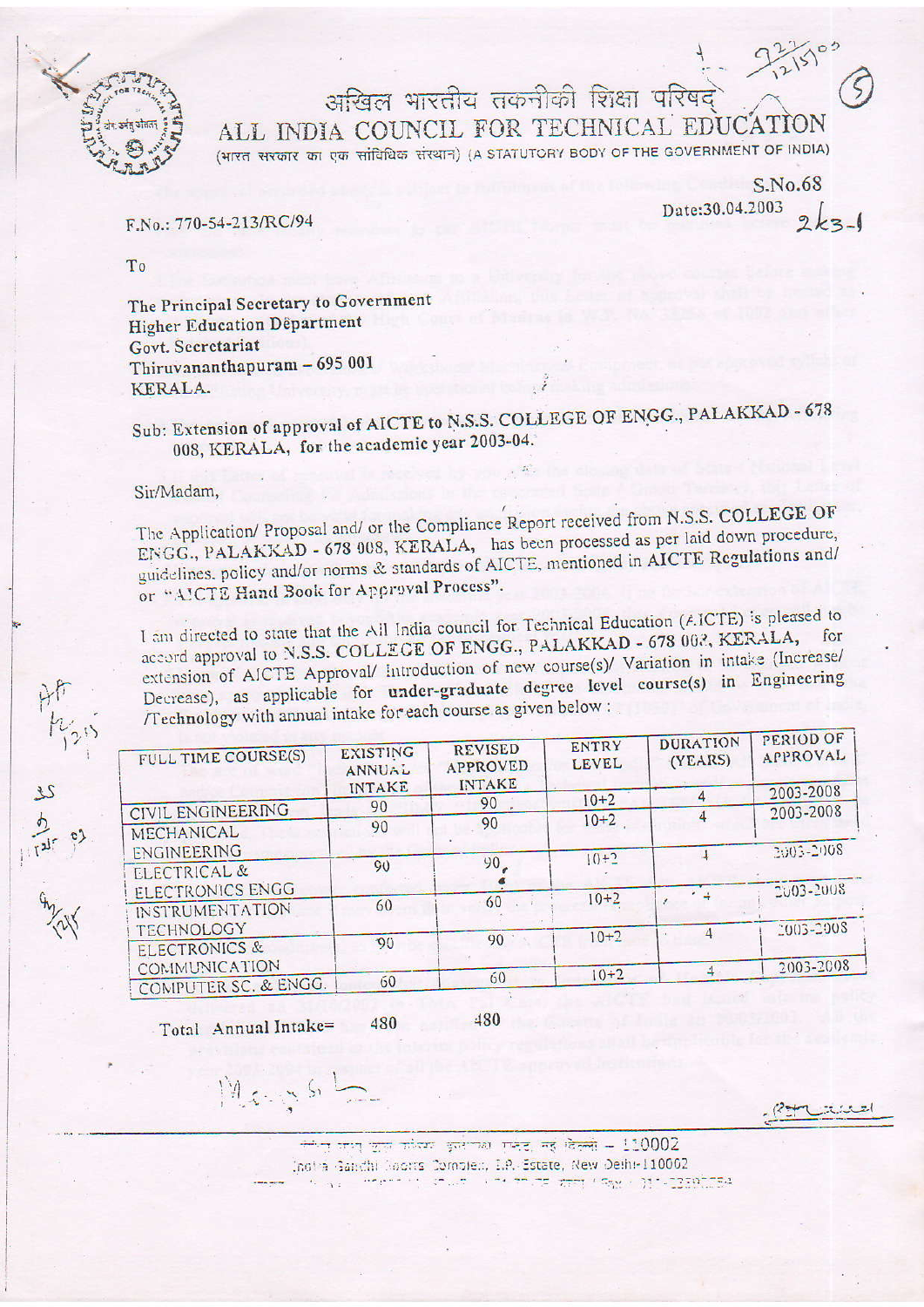# अखिल भारतीय तकनीकी शिक्षा परिषद्

# ALL INDIA COUNCIL FOR TECHNICAL EDUCATION

(भारत सरकार का एक सांविधिक संस्थान) (A STATUTORY BODY OF THE GOVERNMENT OF INDIA)

S.No.68

F.No.: 770-54-213/RC/94

Date:30.04.2003

To

The Principal Secretary to Government
Higher Education Department
Govt. Secretariat
Thiruvananthapuram – 695 001
KERALA.

Sub: Extension of approval of AICTE to N.S.S. COLLEGE OF ENGG., PALAKKAD - 678 008, KERALA, for the academic year 2003-04.

Sir/Madam,

The Application/ Proposal and/ or the Compliance Report received from N.S.S. COLLEGE OF ENGG., PALAKKAD - 678 008, KERALA, has been processed as per laid down procedure, guidelines. policy and/or norms & standards of AICTE, mentioned in AICTE Regulations and/ or "AICTE Hand Book for Approval Process".

I am directed to state that the All India council for Technical Education (AICTE) is pleased to accord approval to N.S.S. COLLEGE OF ENGG., PALAKKAD - 678 008, KERALA, for extension of AICTE Approval/ introduction of new course(s)/ Variation in intake (Increase/ Decrease), as applicable for **under-graduate degree level course(s)** in Engineering /Technology with annual intake for each course as given below :

| FULL TIME COURSE(S) | EXISTING ANNUAL INTAKE | REVISED APPROVED INTAKE | ENTRY LEVEL | DURATION (YEARS) | PERIOD OF APPROVAL |
|---|---|---|---|---|---|
| CIVIL ENGINEERING | 90 | 90 | 10+2 | 4 | 2003-2008 |
| MECHANICAL ENGINEERING | 90 | 90 | 10+2 | 4 | 2003-2008 |
| ELECTRICAL & ELECTRONICS ENGG | 90 | 90 | 10+2 | 4 | 2003-2008 |
| INSTRUMENTATION TECHNOLOGY | 60 | 60 | 10+2 | 4 | 2003-2008 |
| ELECTRONICS & COMMUNICATION | 90 | 90 | 10+2 | 4 | 2003-2008 |
| COMPUTER SC. & ENGG. | 60 | 60 | 10+2 | 4 | 2003-2008 |
| Total Annual Intake= | 480 | 480 | | | |

इंदिरा गांधी खेल परिसर, इन्द्रप्रस्थ एस्टेट, नई दिल्ली – 110002
Indira Gandhi Sports Complex, I.P. Estate, New Delhi-110002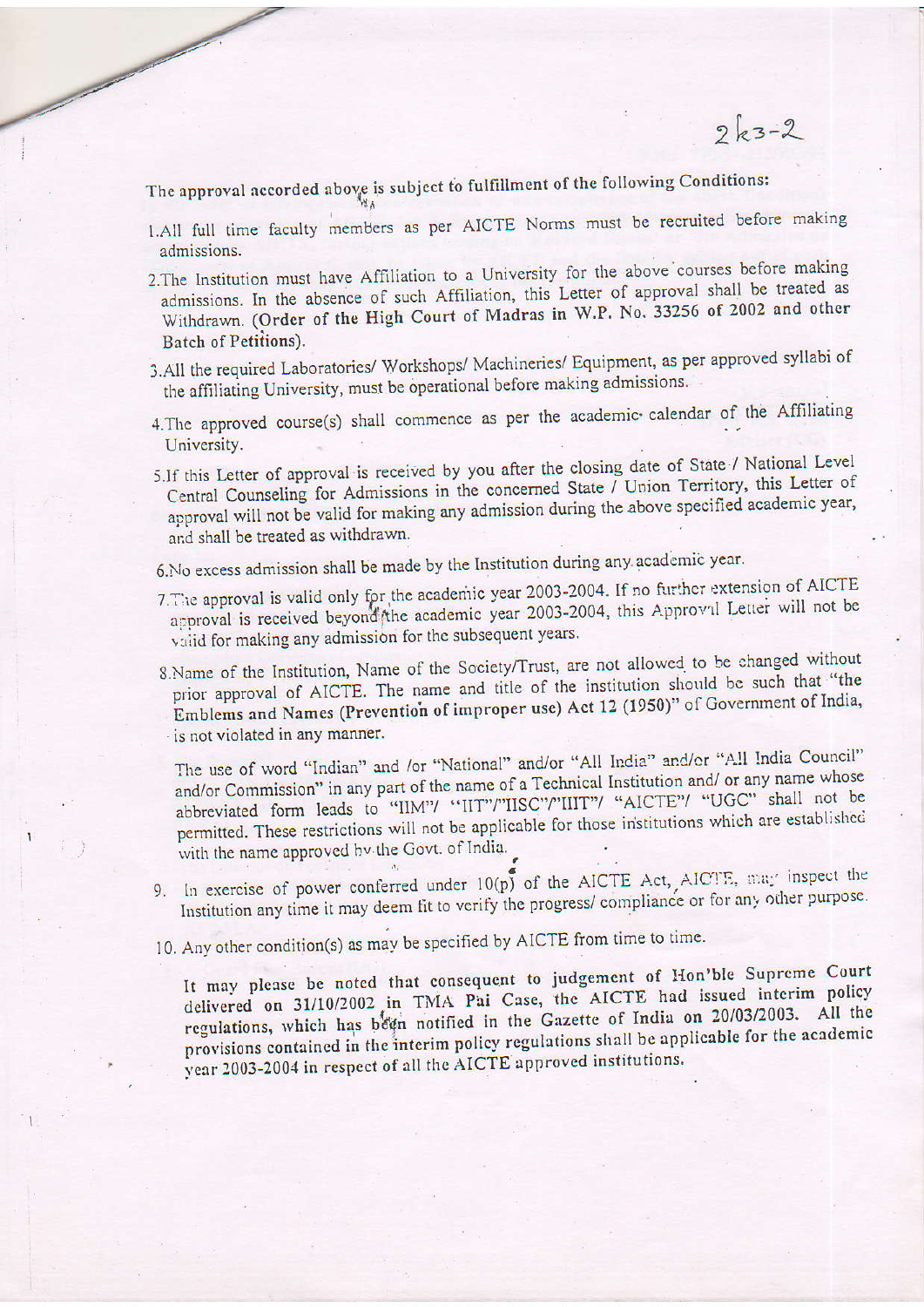2k3-2

The approval accorded above is subject to fulfillment of the following Conditions:

1. All full time faculty members as per AICTE Norms must be recruited before making admissions.
2. The Institution must have Affiliation to a University for the above courses before making admissions. In the absence of such Affiliation, this Letter of approval shall be treated as Withdrawn. (**Order of the High Court of Madras in W.P. No. 33256 of 2002 and other Batch of Petitions**).
3. All the required Laboratories/ Workshops/ Machineries/ Equipment, as per approved syllabi of the affiliating University, must be operational before making admissions.
4. The approved course(s) shall commence as per the academic calendar of the Affiliating University.
5. If this Letter of approval is received by you after the closing date of State / National Level Central Counseling for Admissions in the concerned State / Union Territory, this Letter of approval will not be valid for making any admission during the above specified academic year, and shall be treated as withdrawn.
6. No excess admission shall be made by the Institution during any academic year.
7. The approval is valid only for the academic year 2003-2004. If no further extension of AICTE approval is received beyond the academic year 2003-2004, this Approval Letter will not be valid for making any admission for the subsequent years.
8. Name of the Institution, Name of the Society/Trust, are not allowed to be changed without prior approval of AICTE. The name and title of the institution should be such that "**the Emblems and Names (Prevention of improper use) Act 12 (1950)**" of Government of India, is not violated in any manner.

   The use of word "Indian" and /or "National" and/or "All India" and/or "All India Council" and/or Commission" in any part of the name of a Technical Institution and/ or any name whose abbreviated form leads to "IIM"/ "IIT"/"IISC"/"IIIT"/ "AICTE"/ "UGC" shall not be permitted. These restrictions will not be applicable for those institutions which are established with the name approved by the Govt. of India.
9. In exercise of power conferred under 10(p) of the AICTE Act, AICTE, may inspect the Institution any time it may deem fit to verify the progress/ compliance or for any other purpose.
10. Any other condition(s) as may be specified by AICTE from time to time.

It may please be noted that consequent to judgement of Hon'ble Supreme Court delivered on 31/10/2002 in TMA Pai Case, the AICTE had issued interim policy regulations, which has been notified in the Gazette of India on 20/03/2003. All the provisions contained in the interim policy regulations shall be applicable for the academic year 2003-2004 in respect of all the AICTE approved institutions.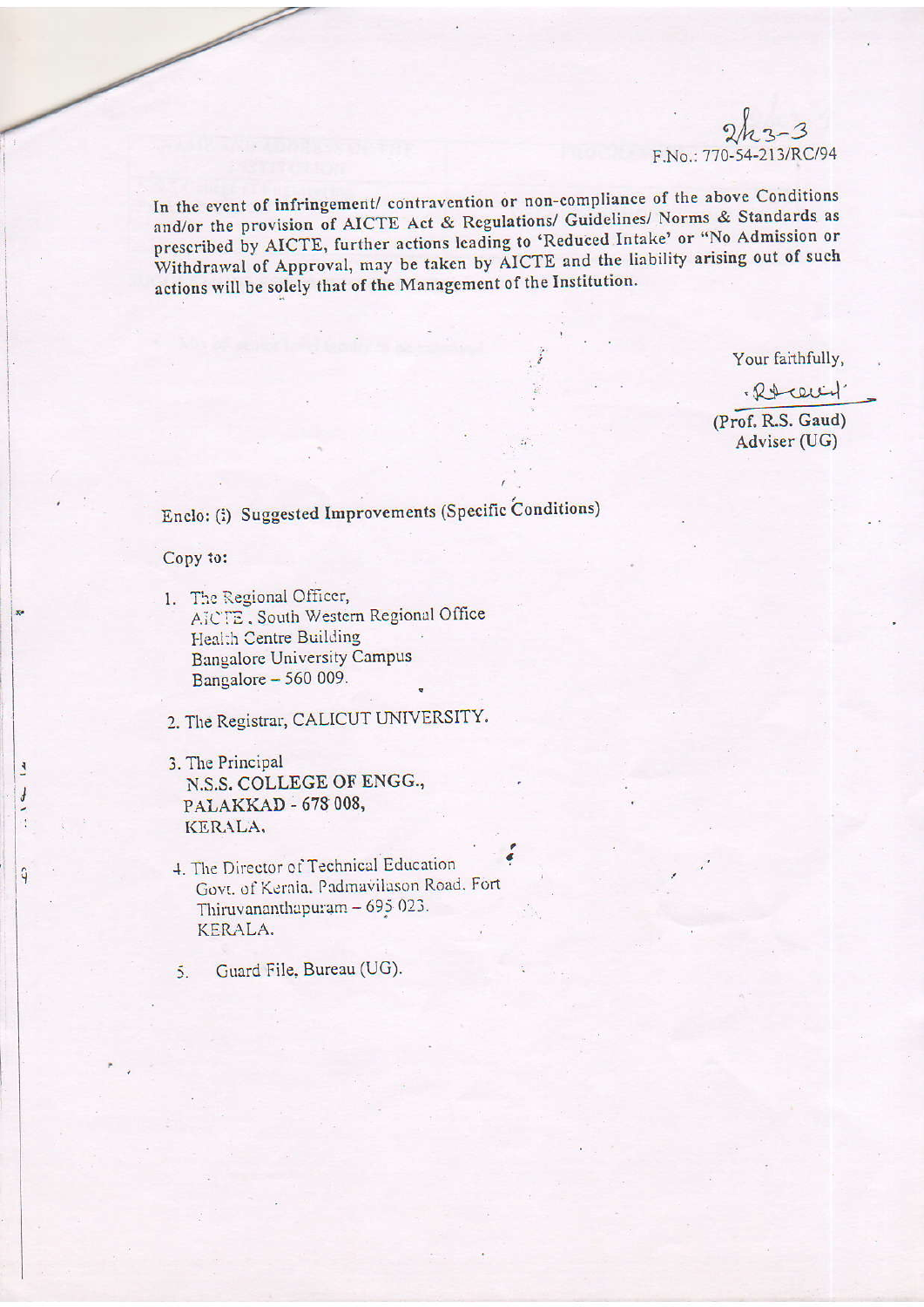2k3-3
F.No.: 770-54-213/RC/94

In the event of infringement/ contravention or non-compliance of the above Conditions and/or the provision of AICTE Act & Regulations/ Guidelines/ Norms & Standards as prescribed by AICTE, further actions leading to 'Reduced Intake' or "No Admission or Withdrawal of Approval, may be taken by AICTE and the liability arising out of such actions will be solely that of the Management of the Institution.

Your faithfully,

(Prof. R.S. Gaud)
Adviser (UG)

Enclo: (i) Suggested Improvements (Specific Conditions)

Copy to:

1. The Regional Officer,
   AICTE, South Western Regional Office
   Health Centre Building
   Bangalore University Campus
   Bangalore – 560 009.

2. The Registrar, CALICUT UNIVERSITY.

3. The Principal
   N.S.S. COLLEGE OF ENGG.,
   PALAKKAD - 678 008,
   KERALA,

4. The Director of Technical Education
   Govt. of Kerala, Padmavilason Road. Fort
   Thiruvananthapuram – 695 023.
   KERALA.

5. Guard File, Bureau (UG).